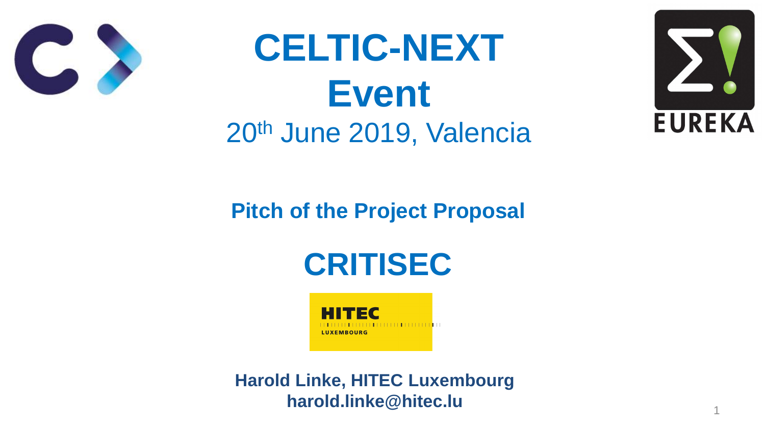# CELTIC-NEXT Event

20th June 2019, Valencia

## Pitch of the Project Proposal

# CRITISEC

**Harold Linke, HITEC Luxembourg**
**harold.linke@hitec.lu**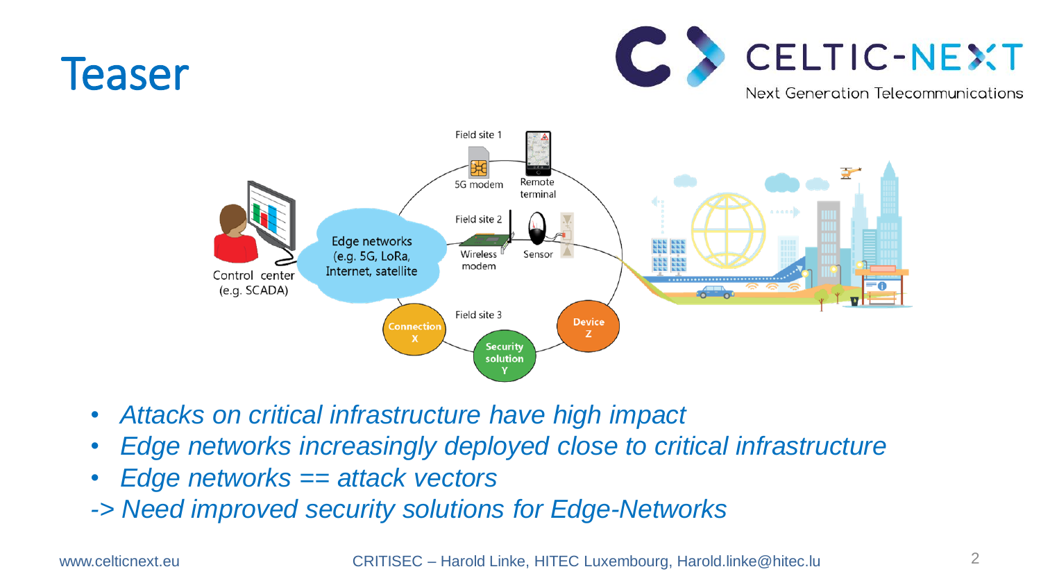# Teaser

- *Attacks on critical infrastructure have high impact*
- *Edge networks increasingly deployed close to critical infrastructure*
- *Edge networks == attack vectors*

*-> Need improved security solutions for Edge-Networks*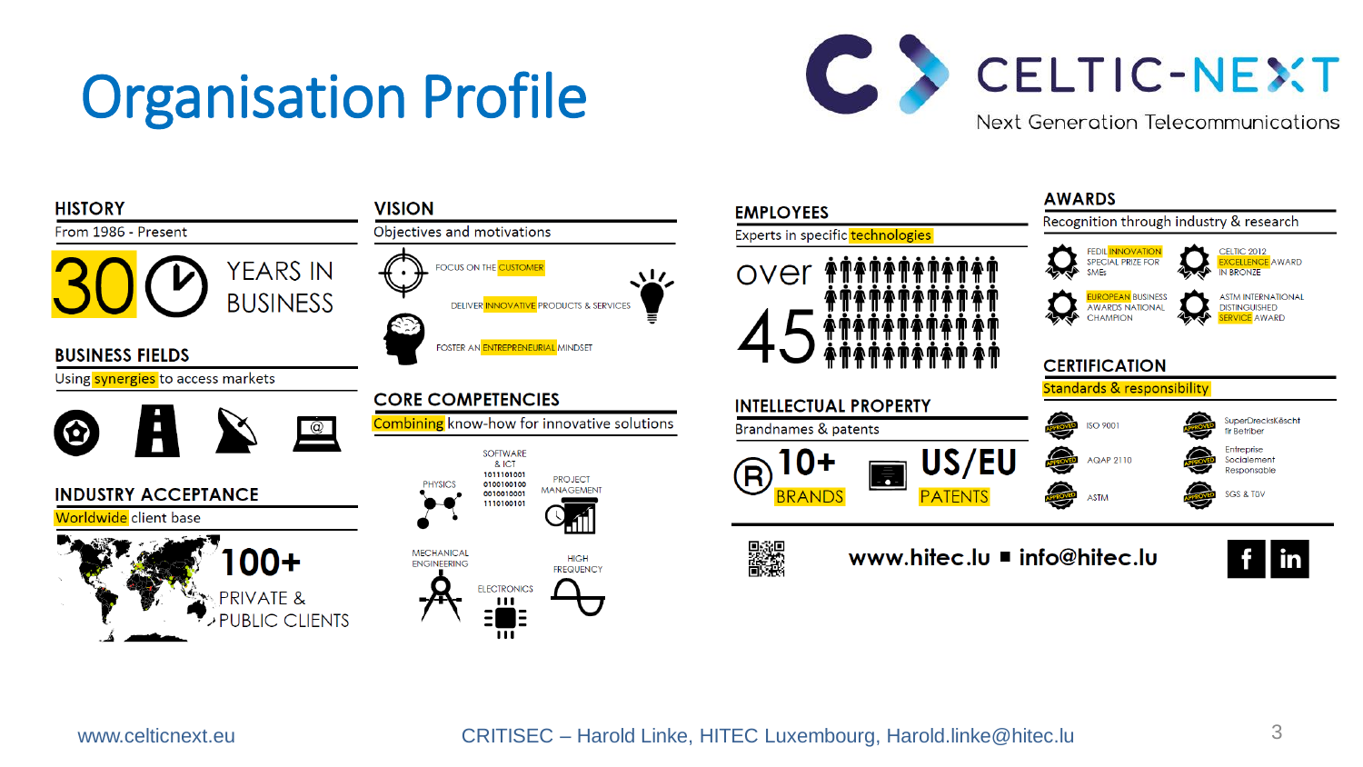# Organisation Profile

CELTIC-NEXT
Next Generation Telecommunications

## HISTORY

From 1986 - Present

30 YEARS IN BUSINESS

## BUSINESS FIELDS

Using synergies to access markets

## INDUSTRY ACCEPTANCE

Worldwide client base

100+ PRIVATE & PUBLIC CLIENTS

## VISION

Objectives and motivations

- FOCUS ON THE CUSTOMER
- DELIVER INNOVATIVE PRODUCTS & SERVICES
- FOSTER AN ENTREPRENEURIAL MINDSET

## CORE COMPETENCIES

Combining know-how for innovative solutions

- SOFTWARE & ICT
- PHYSICS
- PROJECT MANAGEMENT
- MECHANICAL ENGINEERING
- HIGH FREQUENCY
- ELECTRONICS

## EMPLOYEES

Experts in specific technologies

over 45

## INTELLECTUAL PROPERTY

Brandnames & patents

10+ BRANDS

US/EU PATENTS

## AWARDS

Recognition through industry & research

- FEDIL INNOVATION SPECIAL PRIZE FOR SMEs
- CELTIC 2012 EXCELLENCE AWARD IN BRONZE
- EUROPEAN BUSINESS AWARDS NATIONAL CHAMPION
- ASTM INTERNATIONAL DISTINGUISHED SERVICE AWARD

## CERTIFICATION

Standards & responsibility

- ISO 9001
- SuperDrecksKëscht fir Betriber
- AQAP 2110
- Entreprise Socialement Responsable
- ASTM
- SGS & TÜV

www.hitec.lu ■ info@hitec.lu

www.celticnext.eu

CRITISEC – Harold Linke, HITEC Luxembourg, Harold.linke@hitec.lu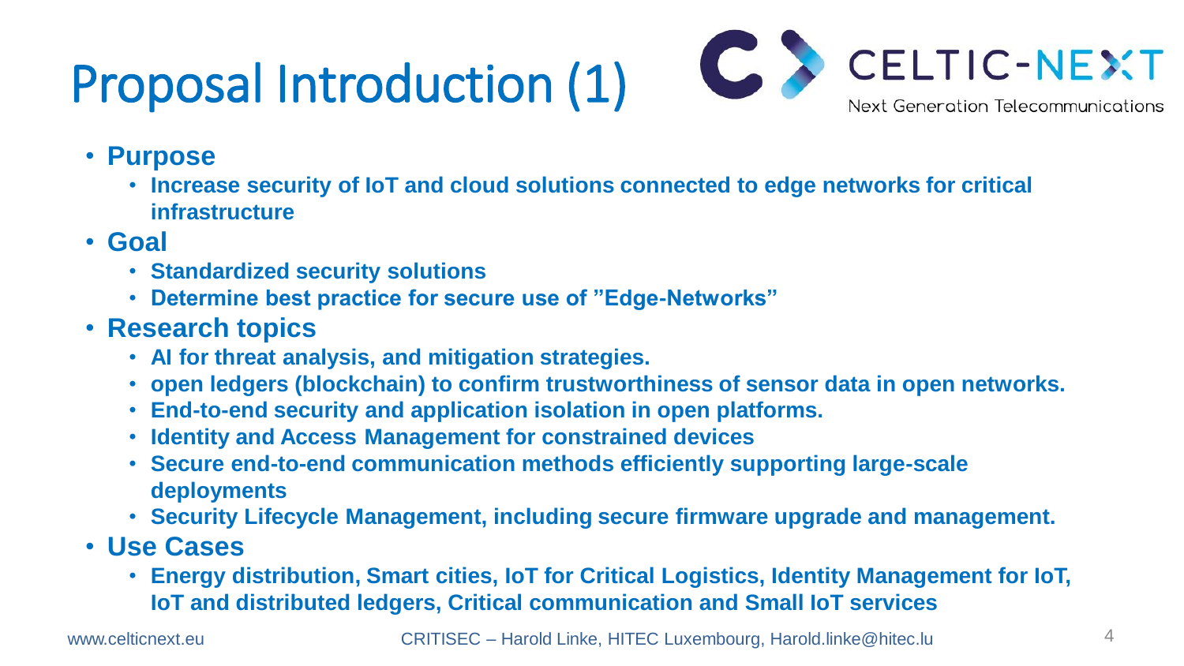# Proposal Introduction (1)

- **Purpose**
  - **Increase security of IoT and cloud solutions connected to edge networks for critical infrastructure**
- **Goal**
  - **Standardized security solutions**
  - **Determine best practice for secure use of ”Edge-Networks”**
- **Research topics**
  - **AI for threat analysis, and mitigation strategies.**
  - **open ledgers (blockchain) to confirm trustworthiness of sensor data in open networks.**
  - **End-to-end security and application isolation in open platforms.**
  - **Identity and Access Management for constrained devices**
  - **Secure end-to-end communication methods efficiently supporting large-scale deployments**
  - **Security Lifecycle Management, including secure firmware upgrade and management.**
- **Use Cases**
  - **Energy distribution, Smart cities, IoT for Critical Logistics, Identity Management for IoT, IoT and distributed ledgers, Critical communication and Small IoT services**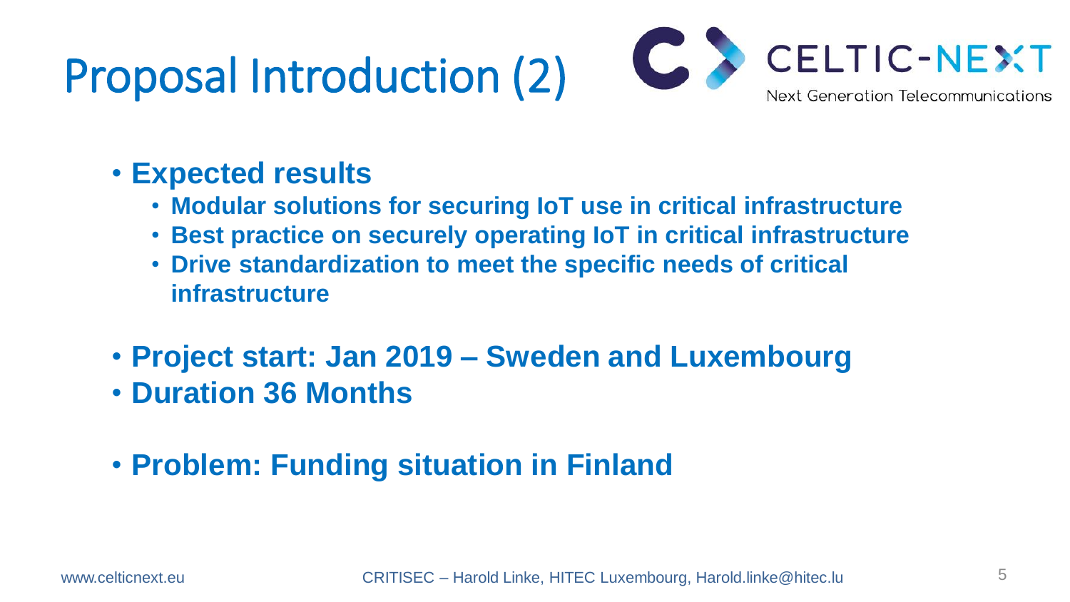# Proposal Introduction (2)

- **Expected results**
  - **Modular solutions for securing IoT use in critical infrastructure**
  - **Best practice on securely operating IoT in critical infrastructure**
  - **Drive standardization to meet the specific needs of critical infrastructure**
- **Project start: Jan 2019 – Sweden and Luxembourg**
- **Duration 36 Months**
- **Problem: Funding situation in Finland**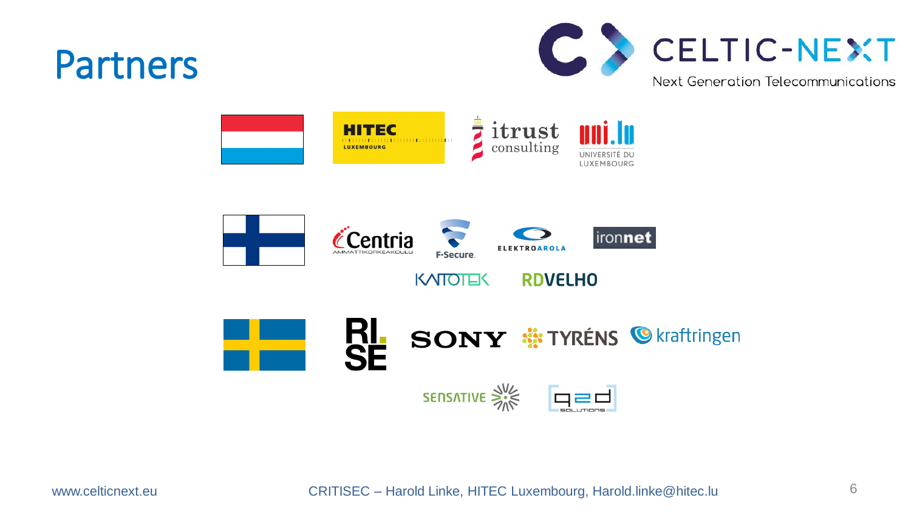# Partners

CELTIC-NEXT
Next Generation Telecommunications

HITEC LUXEMBOURG

itrust consulting

uni.lu UNIVERSITÉ DU LUXEMBOURG

Centria AMMATTIKORKEAKOULU

F-Secure.

ELEKTROAROLA

ironnet

KAITOTEK

RDVELHO

RI. SE

SONY

TYRÉNS

kraftringen

SENSATIVE

q2d SOLUTIONS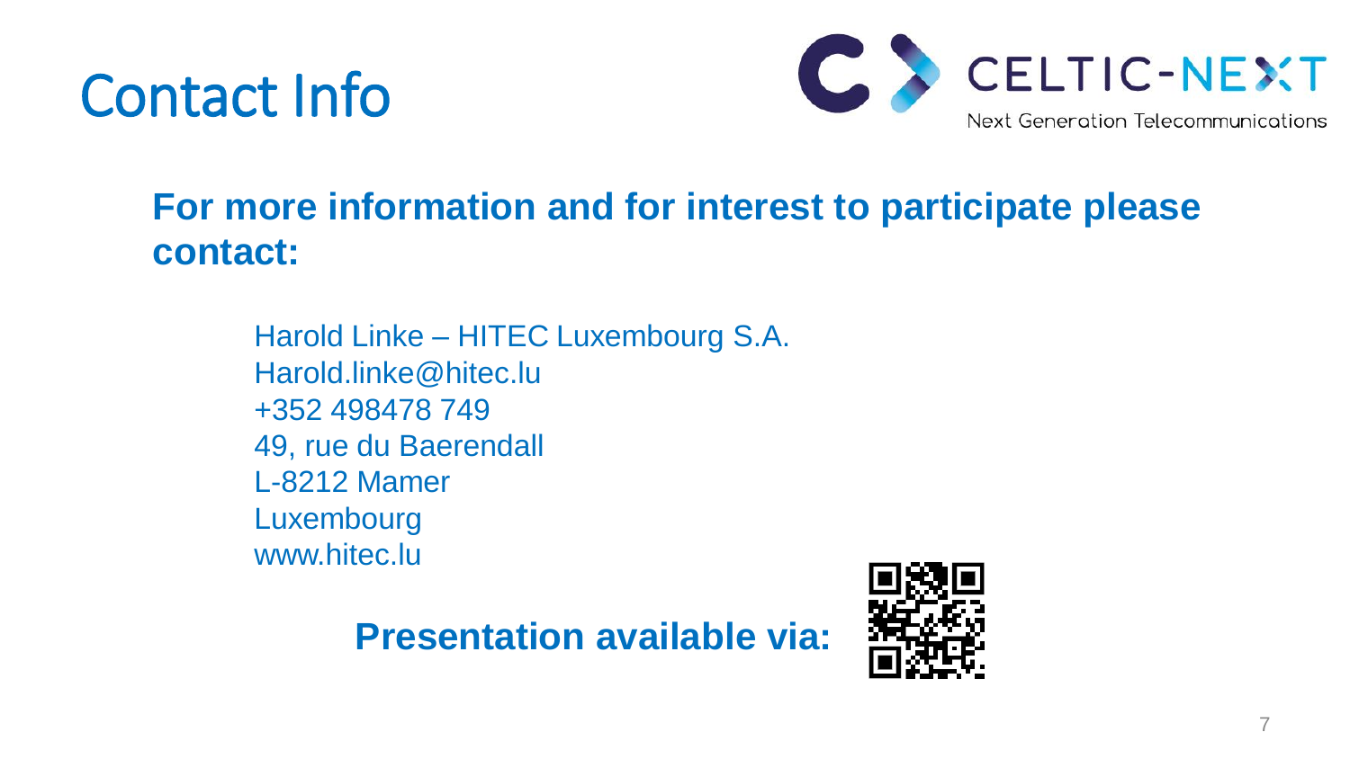# Contact Info

CELTIC-NEXT

Next Generation Telecommunications

**For more information and for interest to participate please contact:**

Harold Linke – HITEC Luxembourg S.A.
Harold.linke@hitec.lu
+352 498478 749
49, rue du Baerendall
L-8212 Mamer
Luxembourg
www.hitec.lu

**Presentation available via:**